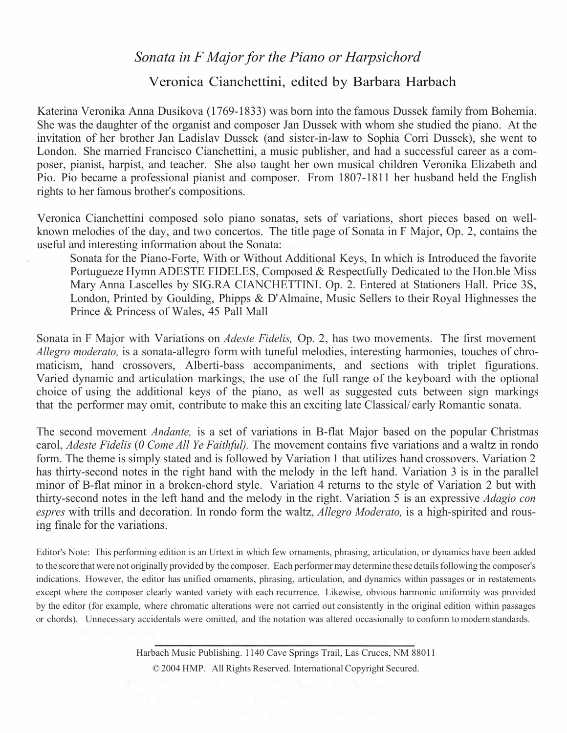# *Sonata in F Major for the Piano or Harpsichord*

## Veronica Cianchettini, edited by Barbara Harbach

Katerina Veronika Anna Dusikova (1769-1833) was born into the famous Dussek family from Bohemia. She was the daughter of the organist and composer Jan Dussek with whom she studied the piano. At the invitation of her brother Jan Ladislav Dussek (and sister-in-law to Sophia Corri Dussek), she went to London. She married Francisco Cianchettini, a music publisher, and had a successful career as a composer, pianist, harpist, and teacher. She also taught her own musical children Veronika Elizabeth and Pio. Pio became a professional pianist and composer. From 1807-1811 her husband held the English rights to her famous brother's compositions.

Veronica Cianchettini composed solo piano sonatas, sets of variations, short pieces based on well-known melodies of the day, and two concertos. The title page of Sonata in F Major, Op. 2, contains the useful and interesting information about the Sonata:

> Sonata for the Piano-Forte, With or Without Additional Keys, In which is Introduced the favorite Portugueze Hymn ADESTE FIDELES, Composed & Respectfully Dedicated to the Hon.ble Miss Mary Anna Lascelles by SIG.RA CIANCHETTINI. Op. 2. Entered at Stationers Hall. Price 3S, London, Printed by Goulding, Phipps & D'Almaine, Music Sellers to their Royal Highnesses the Prince & Princess of Wales, 45 Pall Mall

Sonata in F Major with Variations on *Adeste Fidelis,* Op. 2, has two movements. The first movement *Allegro moderato,* is a sonata-allegro form with tuneful melodies, interesting harmonies, touches of chromaticism, hand crossovers, Alberti-bass accompaniments, and sections with triplet figurations. Varied dynamic and articulation markings, the use of the full range of the keyboard with the optional choice of using the additional keys of the piano, as well as suggested cuts between sign markings that the performer may omit, contribute to make this an exciting late Classical/ early Romantic sonata.

The second movement *Andante,* is a set of variations in B-flat Major based on the popular Christmas carol, *Adeste Fidelis* (*0 Come All Ye Faithful).* The movement contains five variations and a waltz in rondo form. The theme is simply stated and is followed by Variation 1 that utilizes hand crossovers. Variation 2 has thirty-second notes in the right hand with the melody in the left hand. Variation 3 is in the parallel minor of B-flat minor in a broken-chord style. Variation 4 returns to the style of Variation 2 but with thirty-second notes in the left hand and the melody in the right. Variation 5 is an expressive *Adagio con espres* with trills and decoration. In rondo form the waltz, *Allegro Moderato,* is a high-spirited and rousing finale for the variations.

Editor's Note: This performing edition is an Urtext in which few ornaments, phrasing, articulation, or dynamics have been added to the score that were not originally provided by the composer. Each performer may determine these details following the composer's indications. However, the editor has unified ornaments, phrasing, articulation, and dynamics within passages or in restatements except where the composer clearly wanted variety with each recurrence. Likewise, obvious harmonic uniformity was provided by the editor (for example, where chromatic alterations were not carried out consistently in the original edition within passages or chords). Unnecessary accidentals were omitted, and the notation was altered occasionally to conform to modern standards.

---

Harbach Music Publishing. 1140 Cave Springs Trail, Las Cruces, NM 88011

© 2004 HMP. All Rights Reserved. International Copyright Secured.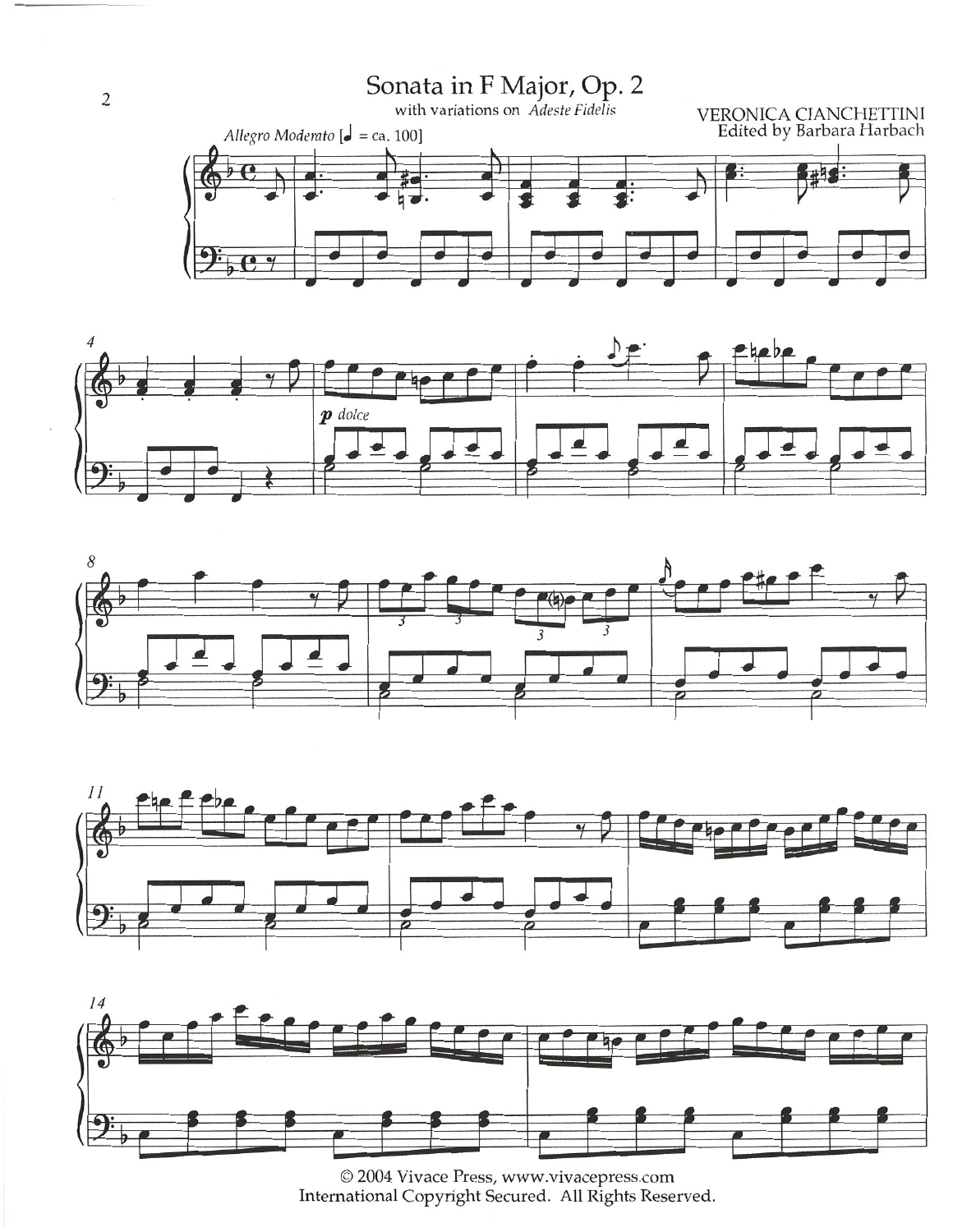# Sonata in F Major, Op. 2

with variations on *Adeste Fidelis*

VERONICA CIANCHETTINI
Edited by Barbara Harbach

*Allegro Moderato* [♩ = ca. 100]

*p dolce*

© 2004 Vivace Press, www.vivacepress.com
International Copyright Secured. All Rights Reserved.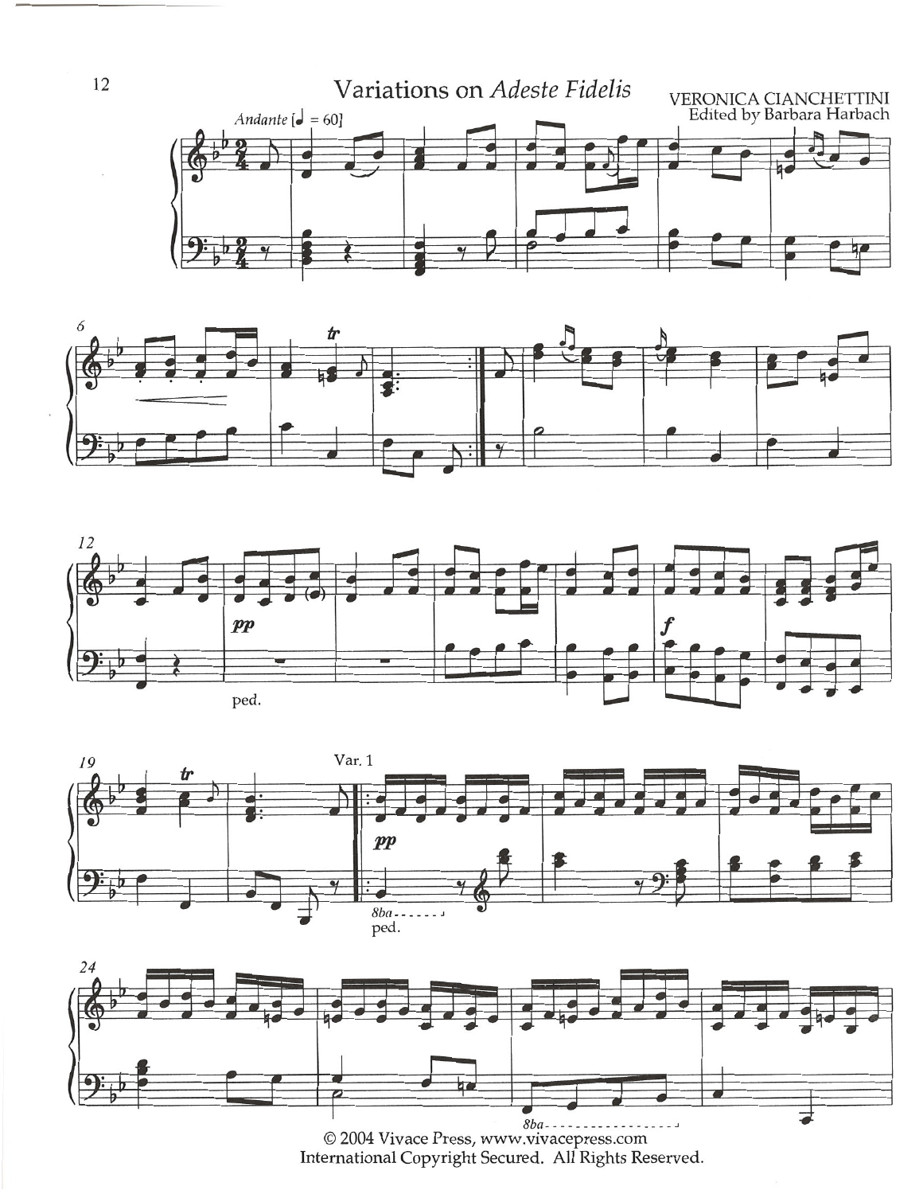# Variations on *Adeste Fidelis*

VERONICA CIANCHETTINI
Edited by Barbara Harbach

*Andante* [♩ = 60]

© 2004 Vivace Press, www.vivacepress.com
International Copyright Secured. All Rights Reserved.